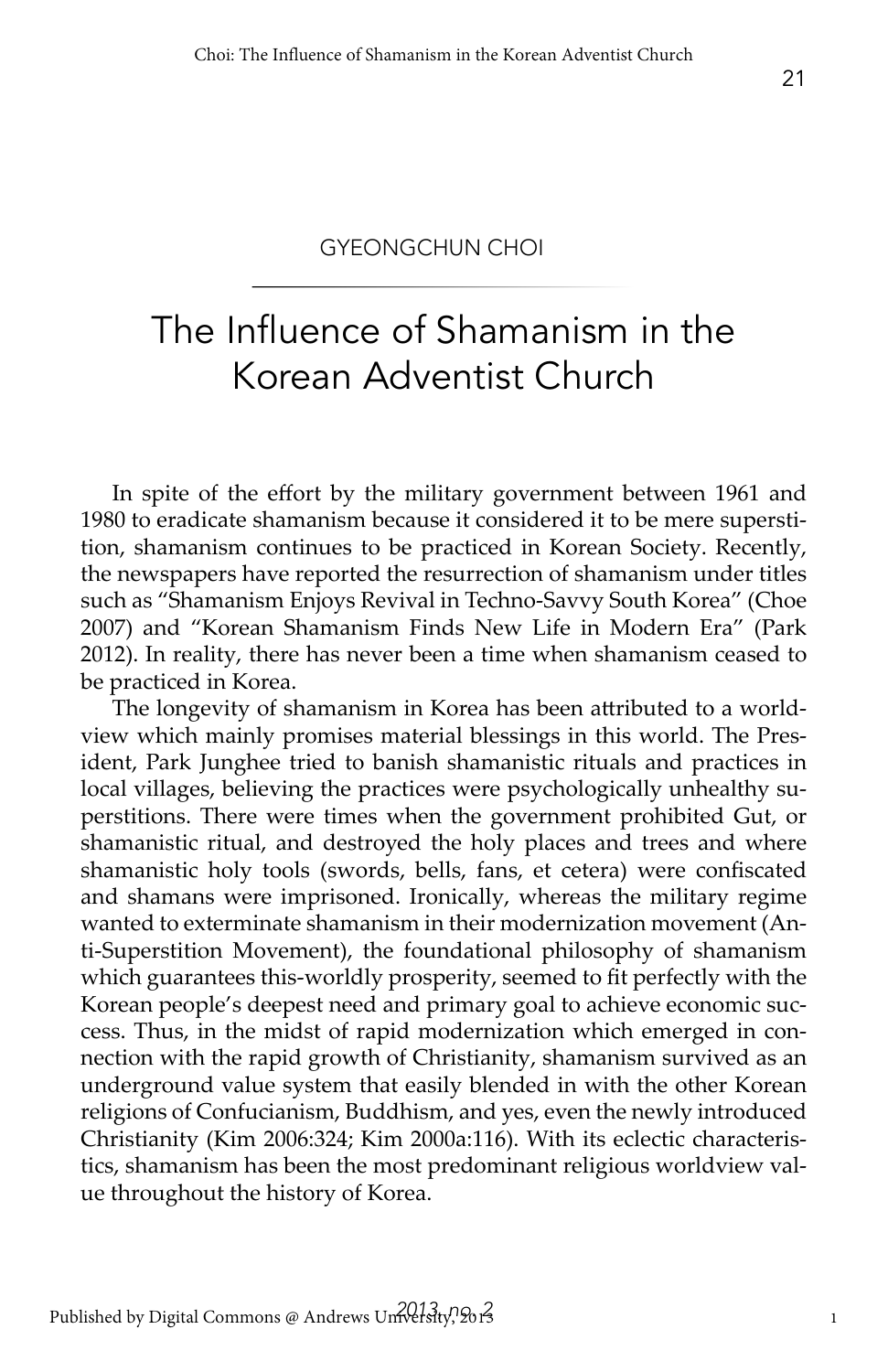GYEONGCHUN CHOI

# The Influence of Shamanism in the Korean Adventist Church

In spite of the effort by the military government between 1961 and 1980 to eradicate shamanism because it considered it to be mere superstition, shamanism continues to be practiced in Korean Society. Recently, the newspapers have reported the resurrection of shamanism under titles such as "Shamanism Enjoys Revival in Techno-Savvy South Korea" (Choe 2007) and "Korean Shamanism Finds New Life in Modern Era" (Park 2012). In reality, there has never been a time when shamanism ceased to be practiced in Korea.

The longevity of shamanism in Korea has been attributed to a worldview which mainly promises material blessings in this world. The President, Park Junghee tried to banish shamanistic rituals and practices in local villages, believing the practices were psychologically unhealthy superstitions. There were times when the government prohibited Gut, or shamanistic ritual, and destroyed the holy places and trees and where shamanistic holy tools (swords, bells, fans, et cetera) were confiscated and shamans were imprisoned. Ironically, whereas the military regime wanted to exterminate shamanism in their modernization movement (Anti-Superstition Movement), the foundational philosophy of shamanism which guarantees this-worldly prosperity, seemed to fit perfectly with the Korean people's deepest need and primary goal to achieve economic success. Thus, in the midst of rapid modernization which emerged in connection with the rapid growth of Christianity, shamanism survived as an underground value system that easily blended in with the other Korean religions of Confucianism, Buddhism, and yes, even the newly introduced Christianity (Kim 2006:324; Kim 2000a:116). With its eclectic characteristics, shamanism has been the most predominant religious worldview value throughout the history of Korea.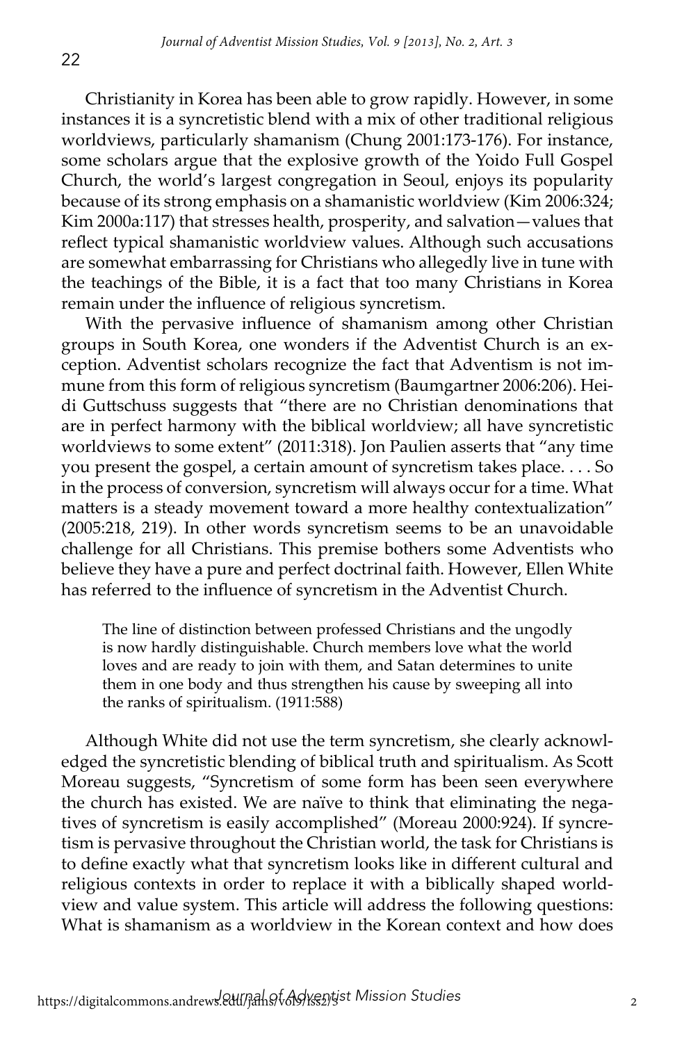Christianity in Korea has been able to grow rapidly. However, in some instances it is a syncretistic blend with a mix of other traditional religious worldviews, particularly shamanism (Chung 2001:173-176). For instance, some scholars argue that the explosive growth of the Yoido Full Gospel Church, the world's largest congregation in Seoul, enjoys its popularity because of its strong emphasis on a shamanistic worldview (Kim 2006:324; Kim 2000a:117) that stresses health, prosperity, and salvation—values that reflect typical shamanistic worldview values. Although such accusations are somewhat embarrassing for Christians who allegedly live in tune with the teachings of the Bible, it is a fact that too many Christians in Korea remain under the influence of religious syncretism.

With the pervasive influence of shamanism among other Christian groups in South Korea, one wonders if the Adventist Church is an exception. Adventist scholars recognize the fact that Adventism is not immune from this form of religious syncretism (Baumgartner 2006:206). Heidi Guttschuss suggests that "there are no Christian denominations that are in perfect harmony with the biblical worldview; all have syncretistic worldviews to some extent" (2011:318). Jon Paulien asserts that "any time you present the gospel, a certain amount of syncretism takes place. . . . So in the process of conversion, syncretism will always occur for a time. What matters is a steady movement toward a more healthy contextualization" (2005:218, 219). In other words syncretism seems to be an unavoidable challenge for all Christians. This premise bothers some Adventists who believe they have a pure and perfect doctrinal faith. However, Ellen White has referred to the influence of syncretism in the Adventist Church.

> The line of distinction between professed Christians and the ungodly is now hardly distinguishable. Church members love what the world loves and are ready to join with them, and Satan determines to unite them in one body and thus strengthen his cause by sweeping all into the ranks of spiritualism. (1911:588)

Although White did not use the term syncretism, she clearly acknowledged the syncretistic blending of biblical truth and spiritualism. As Scott Moreau suggests, "Syncretism of some form has been seen everywhere the church has existed. We are naïve to think that eliminating the negatives of syncretism is easily accomplished" (Moreau 2000:924). If syncretism is pervasive throughout the Christian world, the task for Christians is to define exactly what that syncretism looks like in different cultural and religious contexts in order to replace it with a biblically shaped worldview and value system. This article will address the following questions: What is shamanism as a worldview in the Korean context and how does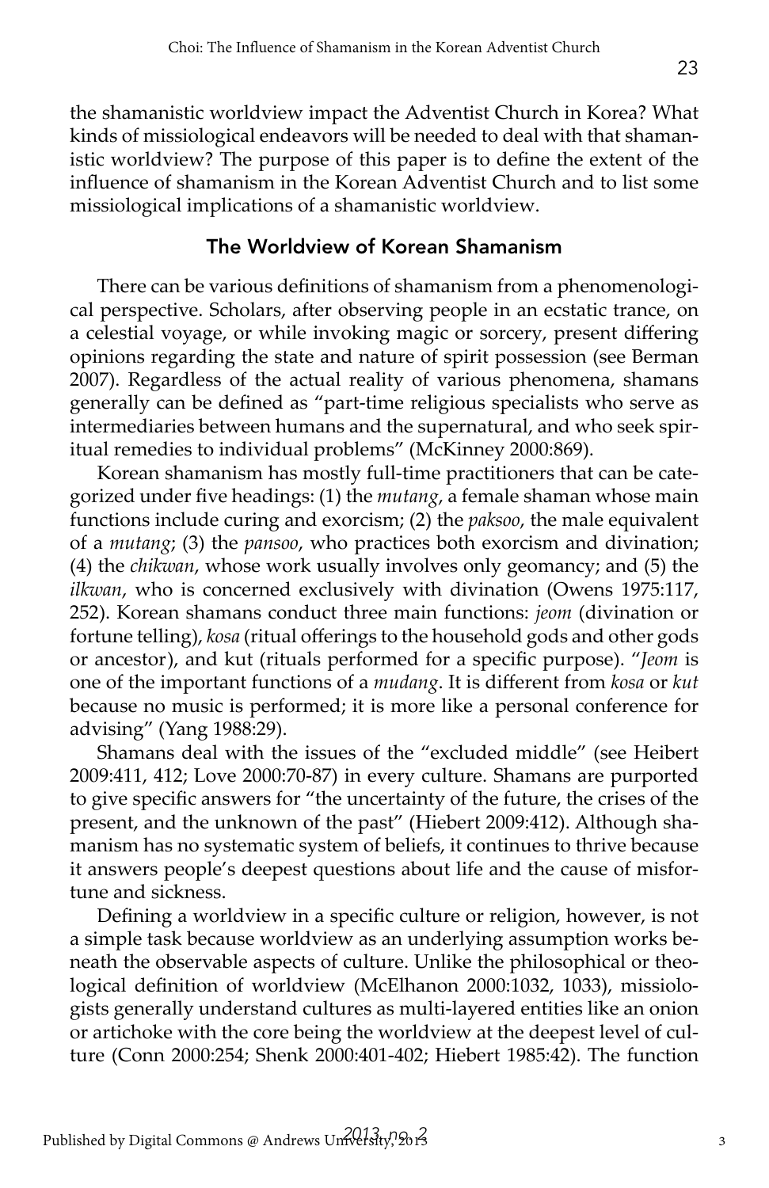the shamanistic worldview impact the Adventist Church in Korea? What kinds of missiological endeavors will be needed to deal with that shamanistic worldview? The purpose of this paper is to define the extent of the influence of shamanism in the Korean Adventist Church and to list some missiological implications of a shamanistic worldview.

## The Worldview of Korean Shamanism

There can be various definitions of shamanism from a phenomenological perspective. Scholars, after observing people in an ecstatic trance, on a celestial voyage, or while invoking magic or sorcery, present differing opinions regarding the state and nature of spirit possession (see Berman 2007). Regardless of the actual reality of various phenomena, shamans generally can be defined as "part-time religious specialists who serve as intermediaries between humans and the supernatural, and who seek spiritual remedies to individual problems" (McKinney 2000:869).

Korean shamanism has mostly full-time practitioners that can be categorized under five headings: (1) the *mutang*, a female shaman whose main functions include curing and exorcism; (2) the *paksoo*, the male equivalent of a *mutang*; (3) the *pansoo*, who practices both exorcism and divination; (4) the *chikwan*, whose work usually involves only geomancy; and (5) the *ilkwan*, who is concerned exclusively with divination (Owens 1975:117, 252). Korean shamans conduct three main functions: *jeom* (divination or fortune telling), *kosa* (ritual offerings to the household gods and other gods or ancestor), and kut (rituals performed for a specific purpose). "*Jeom* is one of the important functions of a *mudang*. It is different from *kosa* or *kut* because no music is performed; it is more like a personal conference for advising" (Yang 1988:29).

Shamans deal with the issues of the "excluded middle" (see Heibert 2009:411, 412; Love 2000:70-87) in every culture. Shamans are purported to give specific answers for "the uncertainty of the future, the crises of the present, and the unknown of the past" (Hiebert 2009:412). Although shamanism has no systematic system of beliefs, it continues to thrive because it answers people's deepest questions about life and the cause of misfortune and sickness.

Defining a worldview in a specific culture or religion, however, is not a simple task because worldview as an underlying assumption works beneath the observable aspects of culture. Unlike the philosophical or theological definition of worldview (McElhanon 2000:1032, 1033), missiologists generally understand cultures as multi-layered entities like an onion or artichoke with the core being the worldview at the deepest level of culture (Conn 2000:254; Shenk 2000:401-402; Hiebert 1985:42). The function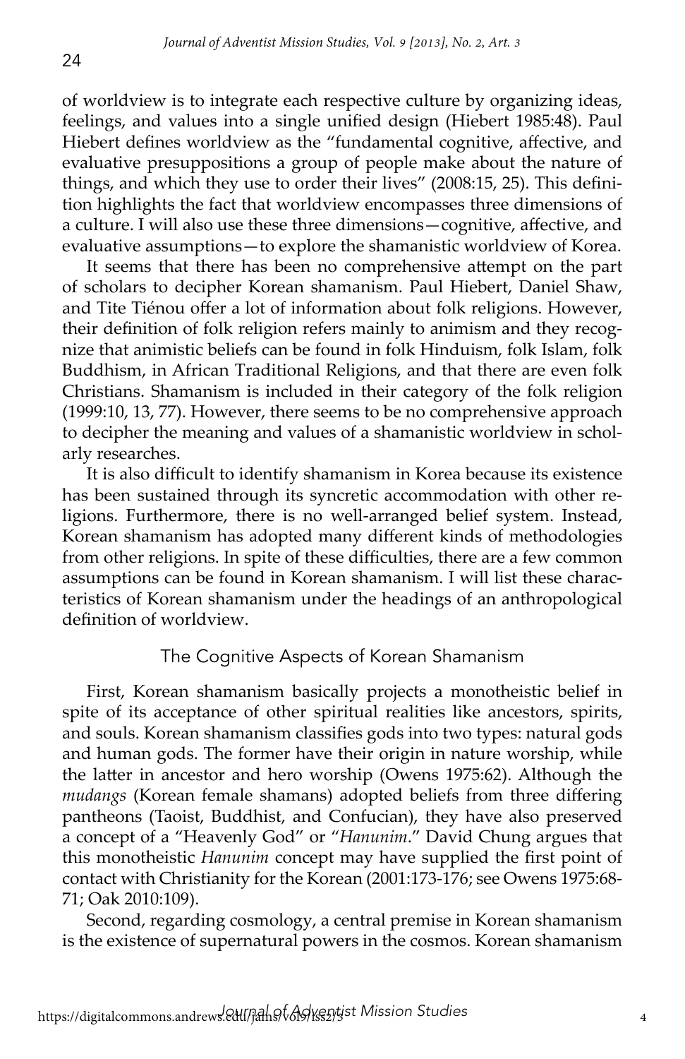of worldview is to integrate each respective culture by organizing ideas, feelings, and values into a single unified design (Hiebert 1985:48). Paul Hiebert defines worldview as the "fundamental cognitive, affective, and evaluative presuppositions a group of people make about the nature of things, and which they use to order their lives" (2008:15, 25). This definition highlights the fact that worldview encompasses three dimensions of a culture. I will also use these three dimensions—cognitive, affective, and evaluative assumptions—to explore the shamanistic worldview of Korea.

It seems that there has been no comprehensive attempt on the part of scholars to decipher Korean shamanism. Paul Hiebert, Daniel Shaw, and Tite Tiénou offer a lot of information about folk religions. However, their definition of folk religion refers mainly to animism and they recognize that animistic beliefs can be found in folk Hinduism, folk Islam, folk Buddhism, in African Traditional Religions, and that there are even folk Christians. Shamanism is included in their category of the folk religion (1999:10, 13, 77). However, there seems to be no comprehensive approach to decipher the meaning and values of a shamanistic worldview in scholarly researches.

It is also difficult to identify shamanism in Korea because its existence has been sustained through its syncretic accommodation with other religions. Furthermore, there is no well-arranged belief system. Instead, Korean shamanism has adopted many different kinds of methodologies from other religions. In spite of these difficulties, there are a few common assumptions can be found in Korean shamanism. I will list these characteristics of Korean shamanism under the headings of an anthropological definition of worldview.

## The Cognitive Aspects of Korean Shamanism

First, Korean shamanism basically projects a monotheistic belief in spite of its acceptance of other spiritual realities like ancestors, spirits, and souls. Korean shamanism classifies gods into two types: natural gods and human gods. The former have their origin in nature worship, while the latter in ancestor and hero worship (Owens 1975:62). Although the *mudangs* (Korean female shamans) adopted beliefs from three differing pantheons (Taoist, Buddhist, and Confucian), they have also preserved a concept of a "Heavenly God" or "*Hanunim*." David Chung argues that this monotheistic *Hanunim* concept may have supplied the first point of contact with Christianity for the Korean (2001:173-176; see Owens 1975:68-71; Oak 2010:109).

Second, regarding cosmology, a central premise in Korean shamanism is the existence of supernatural powers in the cosmos. Korean shamanism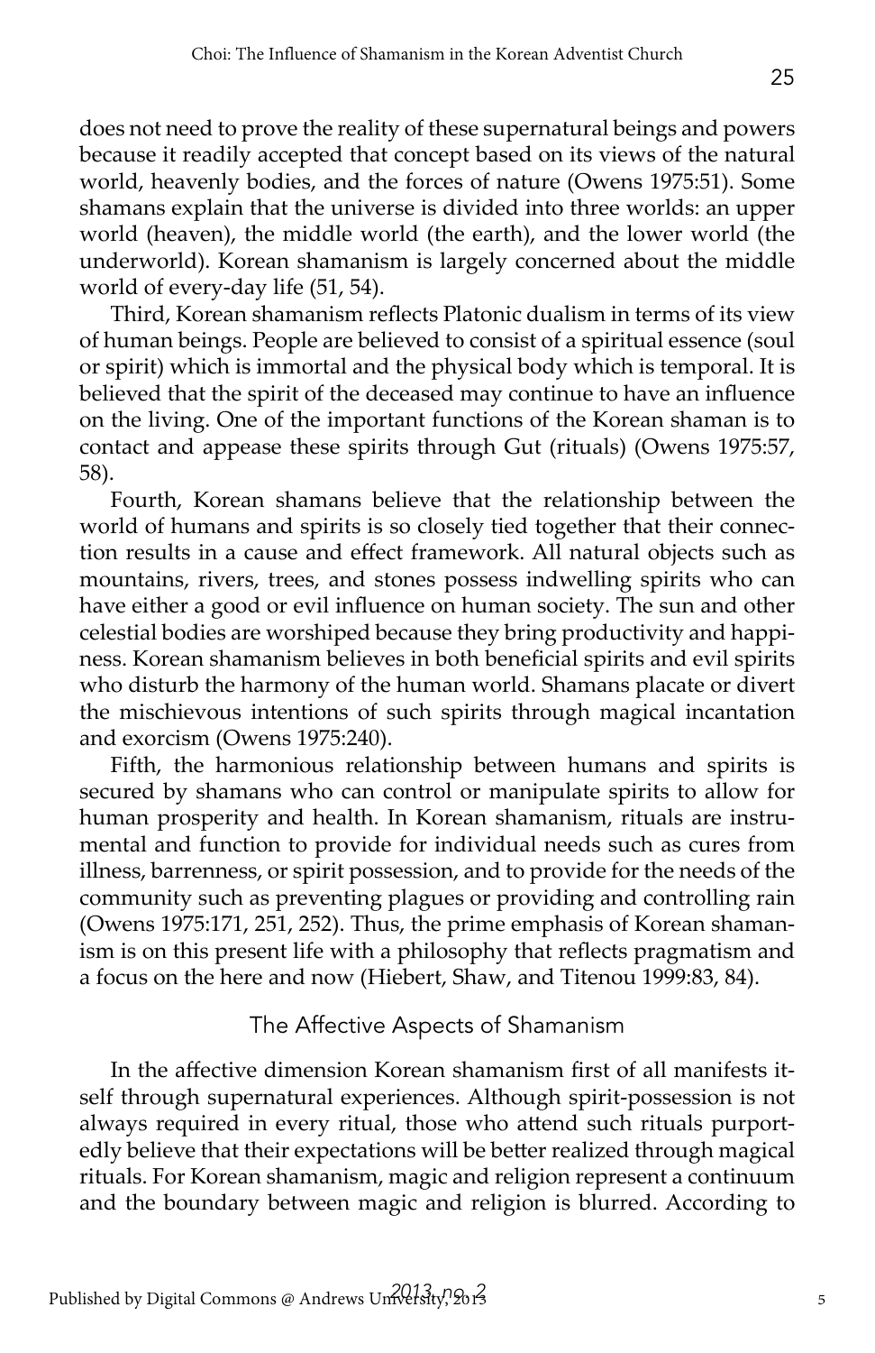does not need to prove the reality of these supernatural beings and powers because it readily accepted that concept based on its views of the natural world, heavenly bodies, and the forces of nature (Owens 1975:51). Some shamans explain that the universe is divided into three worlds: an upper world (heaven), the middle world (the earth), and the lower world (the underworld). Korean shamanism is largely concerned about the middle world of every-day life (51, 54).

Third, Korean shamanism reflects Platonic dualism in terms of its view of human beings. People are believed to consist of a spiritual essence (soul or spirit) which is immortal and the physical body which is temporal. It is believed that the spirit of the deceased may continue to have an influence on the living. One of the important functions of the Korean shaman is to contact and appease these spirits through Gut (rituals) (Owens 1975:57, 58).

Fourth, Korean shamans believe that the relationship between the world of humans and spirits is so closely tied together that their connection results in a cause and effect framework. All natural objects such as mountains, rivers, trees, and stones possess indwelling spirits who can have either a good or evil influence on human society. The sun and other celestial bodies are worshiped because they bring productivity and happiness. Korean shamanism believes in both beneficial spirits and evil spirits who disturb the harmony of the human world. Shamans placate or divert the mischievous intentions of such spirits through magical incantation and exorcism (Owens 1975:240).

Fifth, the harmonious relationship between humans and spirits is secured by shamans who can control or manipulate spirits to allow for human prosperity and health. In Korean shamanism, rituals are instrumental and function to provide for individual needs such as cures from illness, barrenness, or spirit possession, and to provide for the needs of the community such as preventing plagues or providing and controlling rain (Owens 1975:171, 251, 252). Thus, the prime emphasis of Korean shamanism is on this present life with a philosophy that reflects pragmatism and a focus on the here and now (Hiebert, Shaw, and Titenou 1999:83, 84).

## The Affective Aspects of Shamanism

In the affective dimension Korean shamanism first of all manifests itself through supernatural experiences. Although spirit-possession is not always required in every ritual, those who attend such rituals purportedly believe that their expectations will be better realized through magical rituals. For Korean shamanism, magic and religion represent a continuum and the boundary between magic and religion is blurred. According to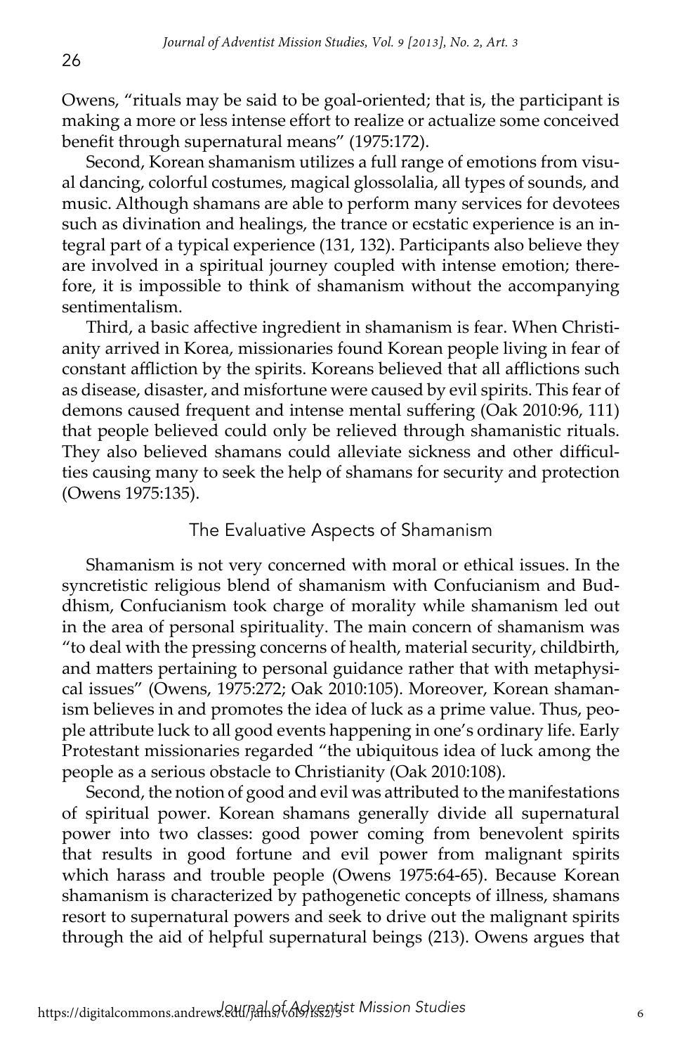Owens, "rituals may be said to be goal-oriented; that is, the participant is making a more or less intense effort to realize or actualize some conceived benefit through supernatural means" (1975:172).

Second, Korean shamanism utilizes a full range of emotions from visual dancing, colorful costumes, magical glossolalia, all types of sounds, and music. Although shamans are able to perform many services for devotees such as divination and healings, the trance or ecstatic experience is an integral part of a typical experience (131, 132). Participants also believe they are involved in a spiritual journey coupled with intense emotion; therefore, it is impossible to think of shamanism without the accompanying sentimentalism.

Third, a basic affective ingredient in shamanism is fear. When Christianity arrived in Korea, missionaries found Korean people living in fear of constant affliction by the spirits. Koreans believed that all afflictions such as disease, disaster, and misfortune were caused by evil spirits. This fear of demons caused frequent and intense mental suffering (Oak 2010:96, 111) that people believed could only be relieved through shamanistic rituals. They also believed shamans could alleviate sickness and other difficulties causing many to seek the help of shamans for security and protection (Owens 1975:135).

## The Evaluative Aspects of Shamanism

Shamanism is not very concerned with moral or ethical issues. In the syncretistic religious blend of shamanism with Confucianism and Buddhism, Confucianism took charge of morality while shamanism led out in the area of personal spirituality. The main concern of shamanism was "to deal with the pressing concerns of health, material security, childbirth, and matters pertaining to personal guidance rather that with metaphysical issues" (Owens, 1975:272; Oak 2010:105). Moreover, Korean shamanism believes in and promotes the idea of luck as a prime value. Thus, people attribute luck to all good events happening in one's ordinary life. Early Protestant missionaries regarded "the ubiquitous idea of luck among the people as a serious obstacle to Christianity (Oak 2010:108).

Second, the notion of good and evil was attributed to the manifestations of spiritual power. Korean shamans generally divide all supernatural power into two classes: good power coming from benevolent spirits that results in good fortune and evil power from malignant spirits which harass and trouble people (Owens 1975:64-65). Because Korean shamanism is characterized by pathogenetic concepts of illness, shamans resort to supernatural powers and seek to drive out the malignant spirits through the aid of helpful supernatural beings (213). Owens argues that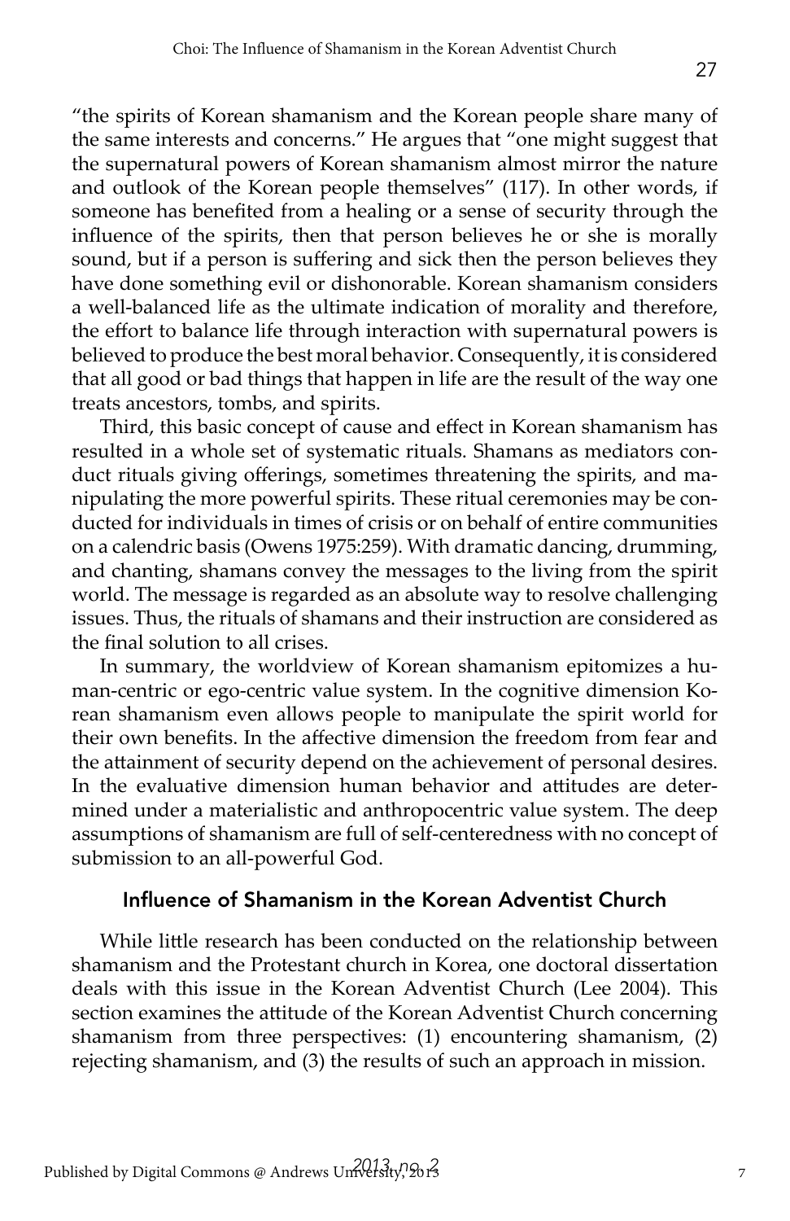"the spirits of Korean shamanism and the Korean people share many of the same interests and concerns." He argues that "one might suggest that the supernatural powers of Korean shamanism almost mirror the nature and outlook of the Korean people themselves" (117). In other words, if someone has benefited from a healing or a sense of security through the influence of the spirits, then that person believes he or she is morally sound, but if a person is suffering and sick then the person believes they have done something evil or dishonorable. Korean shamanism considers a well-balanced life as the ultimate indication of morality and therefore, the effort to balance life through interaction with supernatural powers is believed to produce the best moral behavior. Consequently, it is considered that all good or bad things that happen in life are the result of the way one treats ancestors, tombs, and spirits.

Third, this basic concept of cause and effect in Korean shamanism has resulted in a whole set of systematic rituals. Shamans as mediators conduct rituals giving offerings, sometimes threatening the spirits, and manipulating the more powerful spirits. These ritual ceremonies may be conducted for individuals in times of crisis or on behalf of entire communities on a calendric basis (Owens 1975:259). With dramatic dancing, drumming, and chanting, shamans convey the messages to the living from the spirit world. The message is regarded as an absolute way to resolve challenging issues. Thus, the rituals of shamans and their instruction are considered as the final solution to all crises.

In summary, the worldview of Korean shamanism epitomizes a human-centric or ego-centric value system. In the cognitive dimension Korean shamanism even allows people to manipulate the spirit world for their own benefits. In the affective dimension the freedom from fear and the attainment of security depend on the achievement of personal desires. In the evaluative dimension human behavior and attitudes are determined under a materialistic and anthropocentric value system. The deep assumptions of shamanism are full of self-centeredness with no concept of submission to an all-powerful God.

## Influence of Shamanism in the Korean Adventist Church

While little research has been conducted on the relationship between shamanism and the Protestant church in Korea, one doctoral dissertation deals with this issue in the Korean Adventist Church (Lee 2004). This section examines the attitude of the Korean Adventist Church concerning shamanism from three perspectives: (1) encountering shamanism, (2) rejecting shamanism, and (3) the results of such an approach in mission.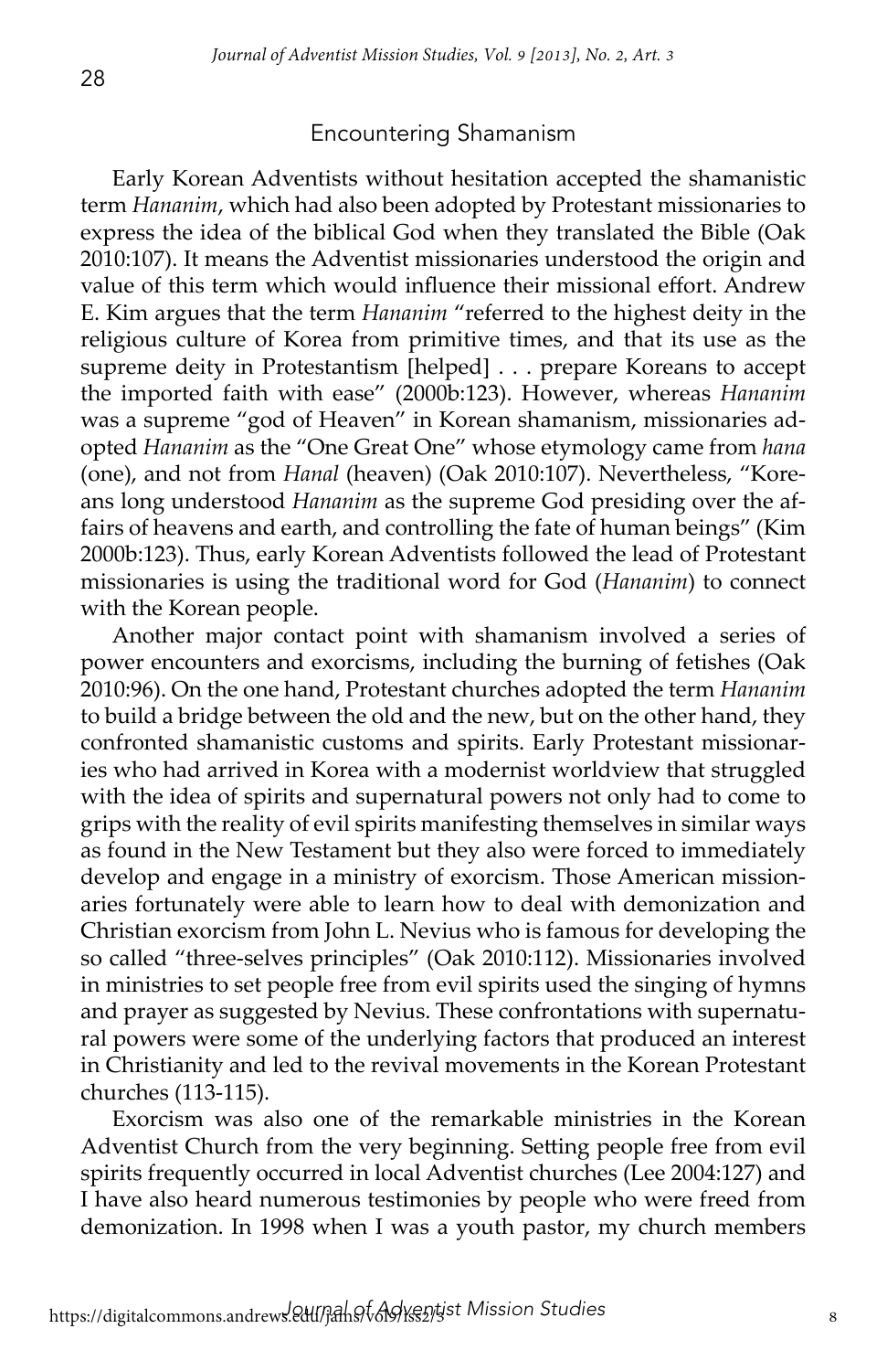## Encountering Shamanism

Early Korean Adventists without hesitation accepted the shamanistic term *Hananim*, which had also been adopted by Protestant missionaries to express the idea of the biblical God when they translated the Bible (Oak 2010:107). It means the Adventist missionaries understood the origin and value of this term which would influence their missional effort. Andrew E. Kim argues that the term *Hananim* "referred to the highest deity in the religious culture of Korea from primitive times, and that its use as the supreme deity in Protestantism [helped] . . . prepare Koreans to accept the imported faith with ease" (2000b:123). However, whereas *Hananim* was a supreme "god of Heaven" in Korean shamanism, missionaries adopted *Hananim* as the "One Great One" whose etymology came from *hana* (one), and not from *Hanal* (heaven) (Oak 2010:107). Nevertheless, "Koreans long understood *Hananim* as the supreme God presiding over the affairs of heavens and earth, and controlling the fate of human beings" (Kim 2000b:123). Thus, early Korean Adventists followed the lead of Protestant missionaries is using the traditional word for God (*Hananim*) to connect with the Korean people.

Another major contact point with shamanism involved a series of power encounters and exorcisms, including the burning of fetishes (Oak 2010:96). On the one hand, Protestant churches adopted the term *Hananim* to build a bridge between the old and the new, but on the other hand, they confronted shamanistic customs and spirits. Early Protestant missionaries who had arrived in Korea with a modernist worldview that struggled with the idea of spirits and supernatural powers not only had to come to grips with the reality of evil spirits manifesting themselves in similar ways as found in the New Testament but they also were forced to immediately develop and engage in a ministry of exorcism. Those American missionaries fortunately were able to learn how to deal with demonization and Christian exorcism from John L. Nevius who is famous for developing the so called "three-selves principles" (Oak 2010:112). Missionaries involved in ministries to set people free from evil spirits used the singing of hymns and prayer as suggested by Nevius. These confrontations with supernatural powers were some of the underlying factors that produced an interest in Christianity and led to the revival movements in the Korean Protestant churches (113-115).

Exorcism was also one of the remarkable ministries in the Korean Adventist Church from the very beginning. Setting people free from evil spirits frequently occurred in local Adventist churches (Lee 2004:127) and I have also heard numerous testimonies by people who were freed from demonization. In 1998 when I was a youth pastor, my church members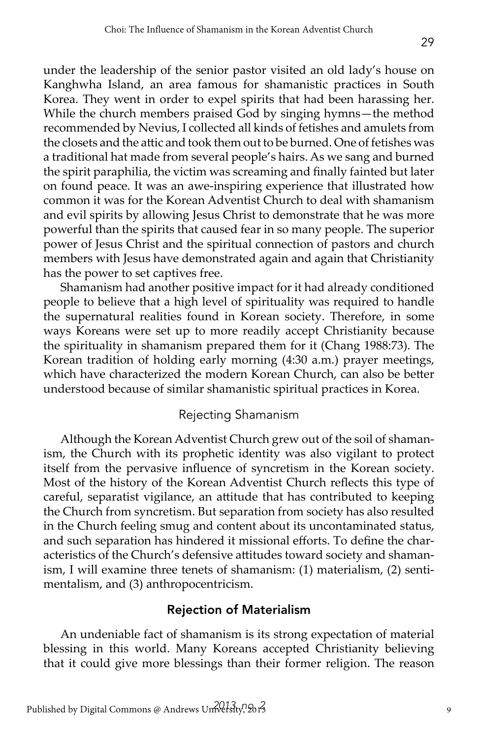under the leadership of the senior pastor visited an old lady's house on Kanghwha Island, an area famous for shamanistic practices in South Korea. They went in order to expel spirits that had been harassing her. While the church members praised God by singing hymns—the method recommended by Nevius, I collected all kinds of fetishes and amulets from the closets and the attic and took them out to be burned. One of fetishes was a traditional hat made from several people's hairs. As we sang and burned the spirit paraphilia, the victim was screaming and finally fainted but later on found peace. It was an awe-inspiring experience that illustrated how common it was for the Korean Adventist Church to deal with shamanism and evil spirits by allowing Jesus Christ to demonstrate that he was more powerful than the spirits that caused fear in so many people. The superior power of Jesus Christ and the spiritual connection of pastors and church members with Jesus have demonstrated again and again that Christianity has the power to set captives free.

Shamanism had another positive impact for it had already conditioned people to believe that a high level of spirituality was required to handle the supernatural realities found in Korean society. Therefore, in some ways Koreans were set up to more readily accept Christianity because the spirituality in shamanism prepared them for it (Chang 1988:73). The Korean tradition of holding early morning (4:30 a.m.) prayer meetings, which have characterized the modern Korean Church, can also be better understood because of similar shamanistic spiritual practices in Korea.

## Rejecting Shamanism

Although the Korean Adventist Church grew out of the soil of shamanism, the Church with its prophetic identity was also vigilant to protect itself from the pervasive influence of syncretism in the Korean society. Most of the history of the Korean Adventist Church reflects this type of careful, separatist vigilance, an attitude that has contributed to keeping the Church from syncretism. But separation from society has also resulted in the Church feeling smug and content about its uncontaminated status, and such separation has hindered it missional efforts. To define the characteristics of the Church's defensive attitudes toward society and shamanism, I will examine three tenets of shamanism: (1) materialism, (2) sentimentalism, and (3) anthropocentricism.

### Rejection of Materialism

An undeniable fact of shamanism is its strong expectation of material blessing in this world. Many Koreans accepted Christianity believing that it could give more blessings than their former religion. The reason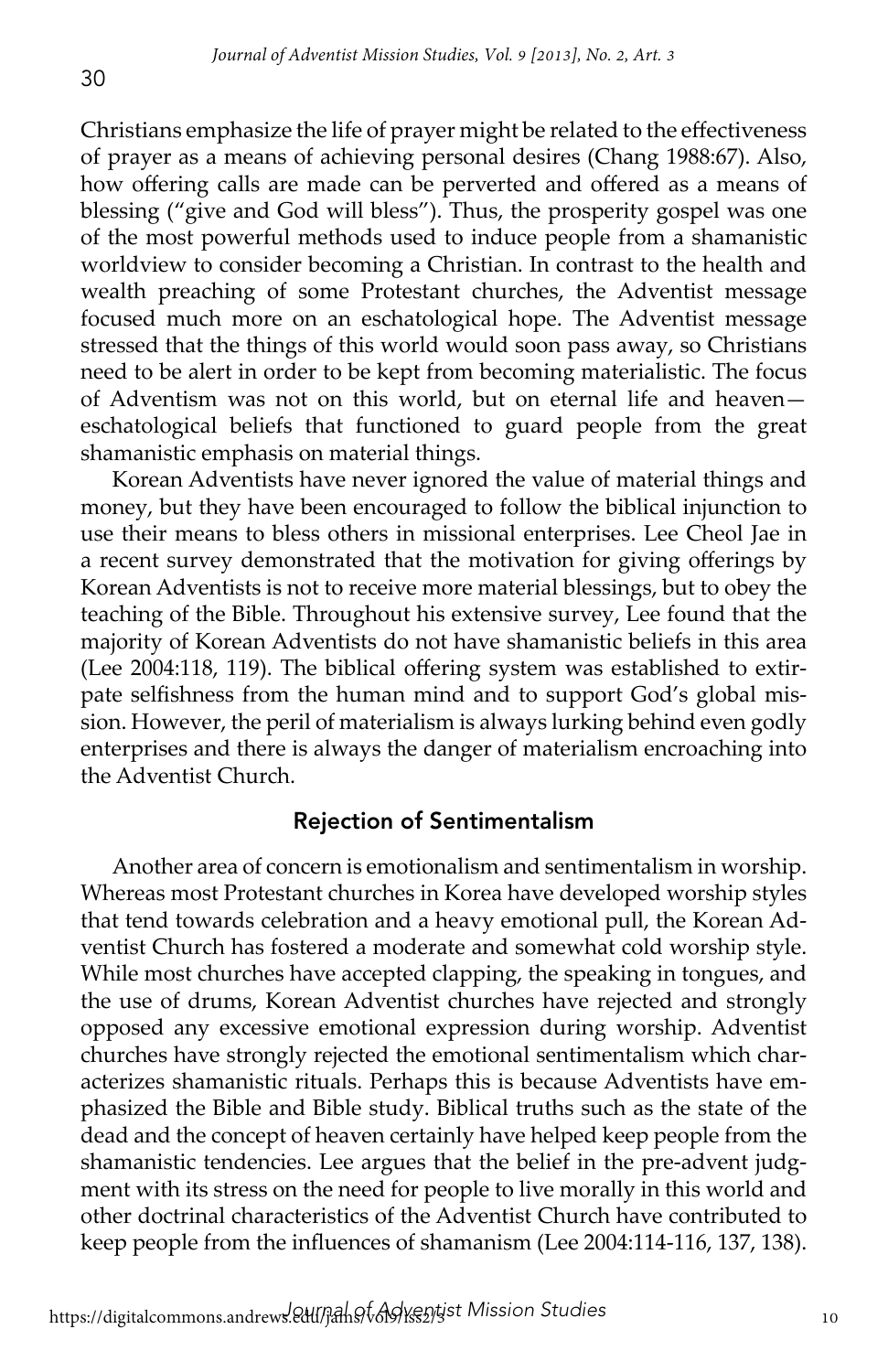Christians emphasize the life of prayer might be related to the effectiveness of prayer as a means of achieving personal desires (Chang 1988:67). Also, how offering calls are made can be perverted and offered as a means of blessing ("give and God will bless"). Thus, the prosperity gospel was one of the most powerful methods used to induce people from a shamanistic worldview to consider becoming a Christian. In contrast to the health and wealth preaching of some Protestant churches, the Adventist message focused much more on an eschatological hope. The Adventist message stressed that the things of this world would soon pass away, so Christians need to be alert in order to be kept from becoming materialistic. The focus of Adventism was not on this world, but on eternal life and heaven—eschatological beliefs that functioned to guard people from the great shamanistic emphasis on material things.

Korean Adventists have never ignored the value of material things and money, but they have been encouraged to follow the biblical injunction to use their means to bless others in missional enterprises. Lee Cheol Jae in a recent survey demonstrated that the motivation for giving offerings by Korean Adventists is not to receive more material blessings, but to obey the teaching of the Bible. Throughout his extensive survey, Lee found that the majority of Korean Adventists do not have shamanistic beliefs in this area (Lee 2004:118, 119). The biblical offering system was established to extirpate selfishness from the human mind and to support God's global mission. However, the peril of materialism is always lurking behind even godly enterprises and there is always the danger of materialism encroaching into the Adventist Church.

### Rejection of Sentimentalism

Another area of concern is emotionalism and sentimentalism in worship. Whereas most Protestant churches in Korea have developed worship styles that tend towards celebration and a heavy emotional pull, the Korean Adventist Church has fostered a moderate and somewhat cold worship style. While most churches have accepted clapping, the speaking in tongues, and the use of drums, Korean Adventist churches have rejected and strongly opposed any excessive emotional expression during worship. Adventist churches have strongly rejected the emotional sentimentalism which characterizes shamanistic rituals. Perhaps this is because Adventists have emphasized the Bible and Bible study. Biblical truths such as the state of the dead and the concept of heaven certainly have helped keep people from the shamanistic tendencies. Lee argues that the belief in the pre-advent judgment with its stress on the need for people to live morally in this world and other doctrinal characteristics of the Adventist Church have contributed to keep people from the influences of shamanism (Lee 2004:114-116, 137, 138).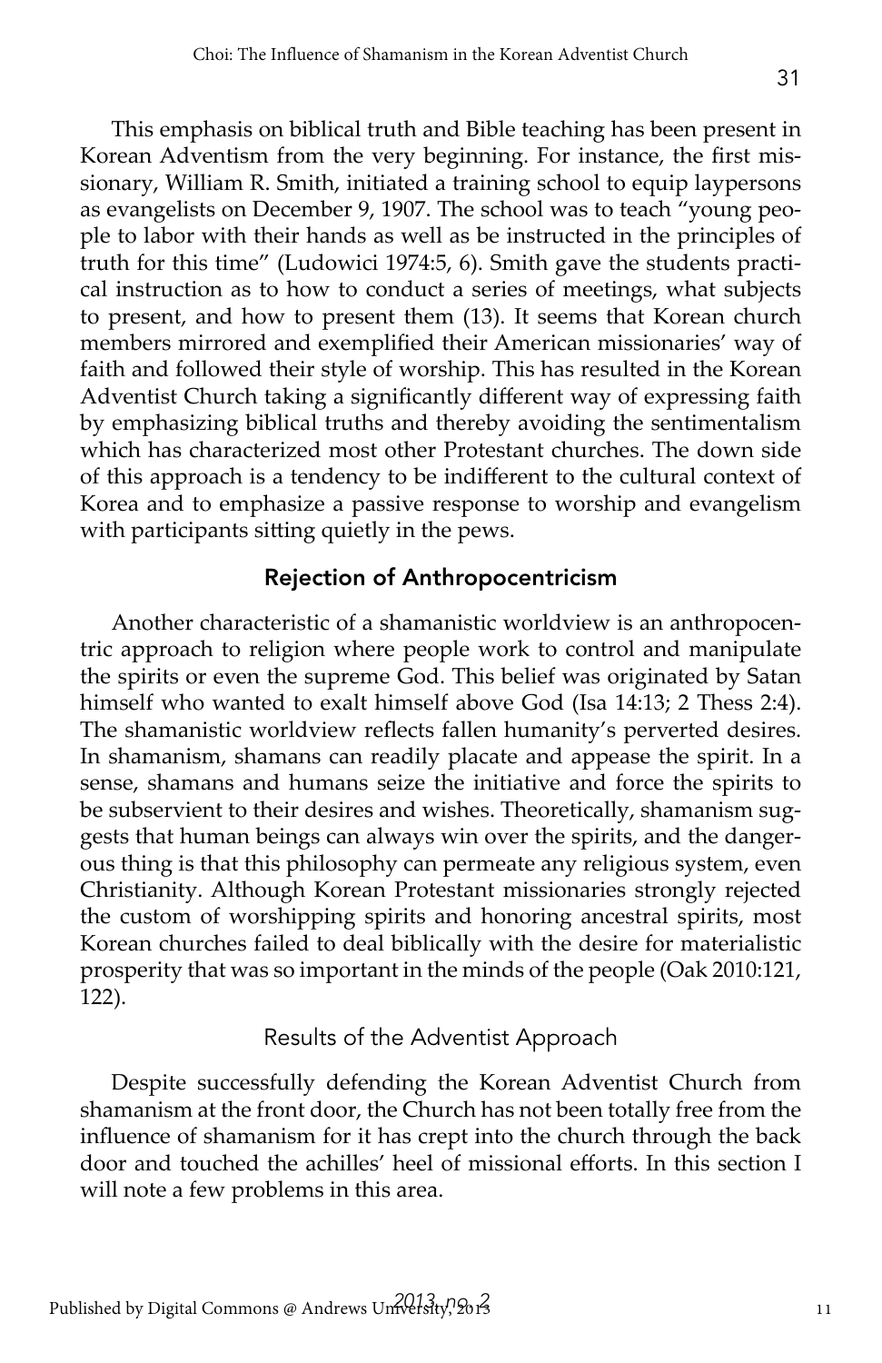This emphasis on biblical truth and Bible teaching has been present in Korean Adventism from the very beginning. For instance, the first missionary, William R. Smith, initiated a training school to equip laypersons as evangelists on December 9, 1907. The school was to teach "young people to labor with their hands as well as be instructed in the principles of truth for this time" (Ludowici 1974:5, 6). Smith gave the students practical instruction as to how to conduct a series of meetings, what subjects to present, and how to present them (13). It seems that Korean church members mirrored and exemplified their American missionaries' way of faith and followed their style of worship. This has resulted in the Korean Adventist Church taking a significantly different way of expressing faith by emphasizing biblical truths and thereby avoiding the sentimentalism which has characterized most other Protestant churches. The down side of this approach is a tendency to be indifferent to the cultural context of Korea and to emphasize a passive response to worship and evangelism with participants sitting quietly in the pews.

## Rejection of Anthropocentricism

Another characteristic of a shamanistic worldview is an anthropocentric approach to religion where people work to control and manipulate the spirits or even the supreme God. This belief was originated by Satan himself who wanted to exalt himself above God (Isa 14:13; 2 Thess 2:4). The shamanistic worldview reflects fallen humanity's perverted desires. In shamanism, shamans can readily placate and appease the spirit. In a sense, shamans and humans seize the initiative and force the spirits to be subservient to their desires and wishes. Theoretically, shamanism suggests that human beings can always win over the spirits, and the dangerous thing is that this philosophy can permeate any religious system, even Christianity. Although Korean Protestant missionaries strongly rejected the custom of worshipping spirits and honoring ancestral spirits, most Korean churches failed to deal biblically with the desire for materialistic prosperity that was so important in the minds of the people (Oak 2010:121, 122).

### Results of the Adventist Approach

Despite successfully defending the Korean Adventist Church from shamanism at the front door, the Church has not been totally free from the influence of shamanism for it has crept into the church through the back door and touched the achilles' heel of missional efforts. In this section I will note a few problems in this area.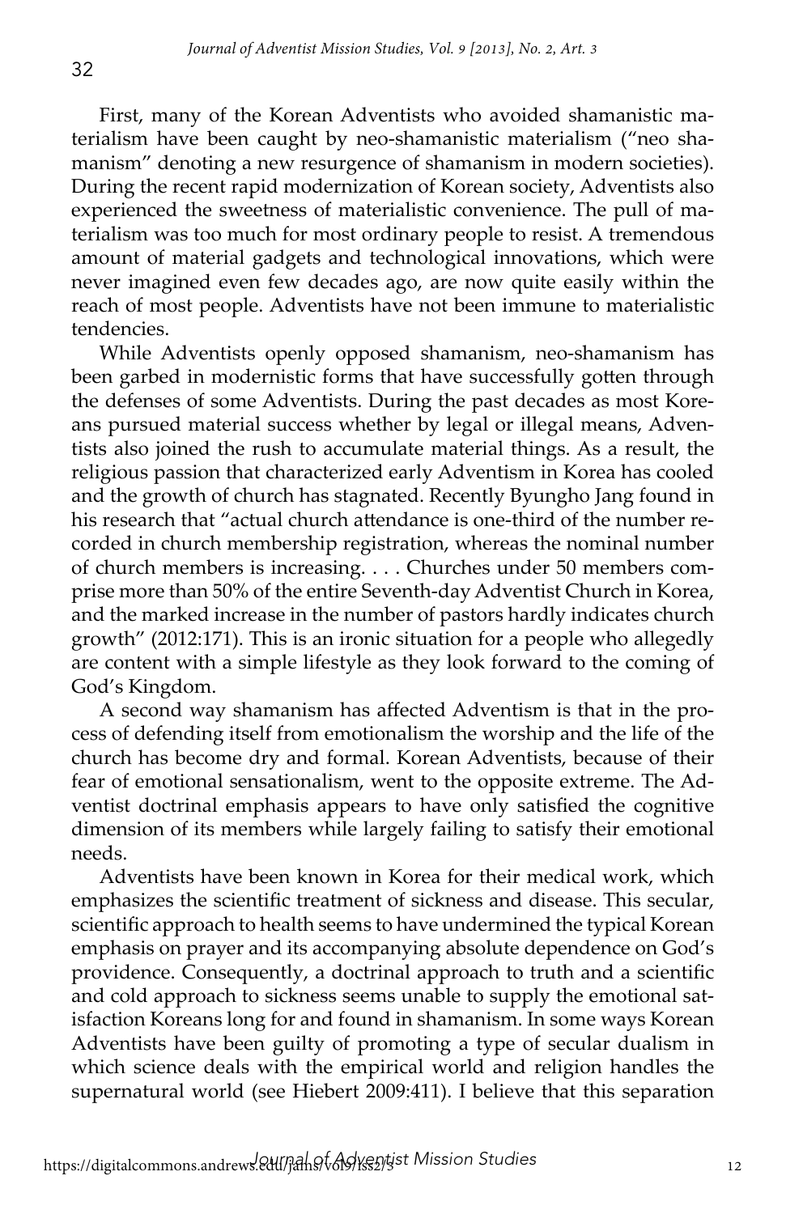First, many of the Korean Adventists who avoided shamanistic materialism have been caught by neo-shamanistic materialism ("neo shamanism" denoting a new resurgence of shamanism in modern societies). During the recent rapid modernization of Korean society, Adventists also experienced the sweetness of materialistic convenience. The pull of materialism was too much for most ordinary people to resist. A tremendous amount of material gadgets and technological innovations, which were never imagined even few decades ago, are now quite easily within the reach of most people. Adventists have not been immune to materialistic tendencies.

While Adventists openly opposed shamanism, neo-shamanism has been garbed in modernistic forms that have successfully gotten through the defenses of some Adventists. During the past decades as most Koreans pursued material success whether by legal or illegal means, Adventists also joined the rush to accumulate material things. As a result, the religious passion that characterized early Adventism in Korea has cooled and the growth of church has stagnated. Recently Byungho Jang found in his research that "actual church attendance is one-third of the number recorded in church membership registration, whereas the nominal number of church members is increasing. . . . Churches under 50 members comprise more than 50% of the entire Seventh-day Adventist Church in Korea, and the marked increase in the number of pastors hardly indicates church growth" (2012:171). This is an ironic situation for a people who allegedly are content with a simple lifestyle as they look forward to the coming of God's Kingdom.

A second way shamanism has affected Adventism is that in the process of defending itself from emotionalism the worship and the life of the church has become dry and formal. Korean Adventists, because of their fear of emotional sensationalism, went to the opposite extreme. The Adventist doctrinal emphasis appears to have only satisfied the cognitive dimension of its members while largely failing to satisfy their emotional needs.

Adventists have been known in Korea for their medical work, which emphasizes the scientific treatment of sickness and disease. This secular, scientific approach to health seems to have undermined the typical Korean emphasis on prayer and its accompanying absolute dependence on God's providence. Consequently, a doctrinal approach to truth and a scientific and cold approach to sickness seems unable to supply the emotional satisfaction Koreans long for and found in shamanism. In some ways Korean Adventists have been guilty of promoting a type of secular dualism in which science deals with the empirical world and religion handles the supernatural world (see Hiebert 2009:411). I believe that this separation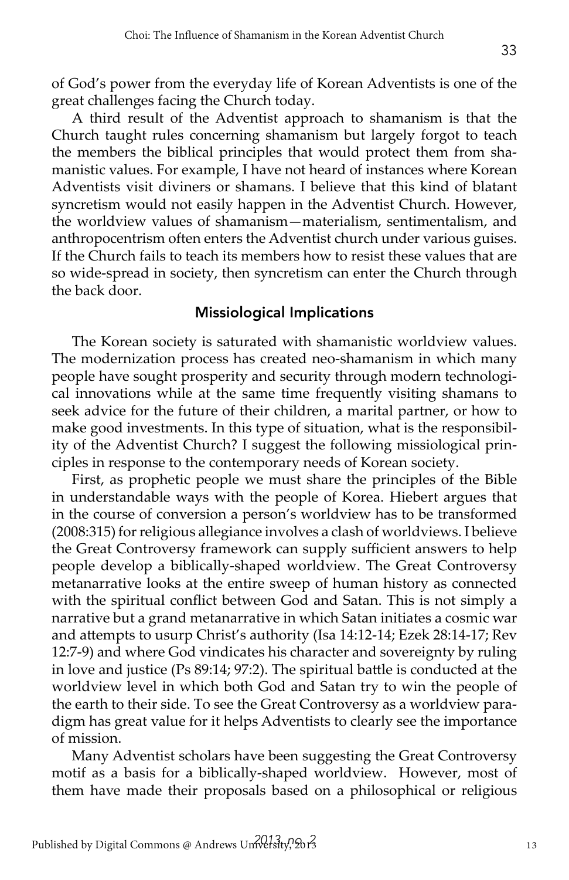of God's power from the everyday life of Korean Adventists is one of the great challenges facing the Church today.

A third result of the Adventist approach to shamanism is that the Church taught rules concerning shamanism but largely forgot to teach the members the biblical principles that would protect them from shamanistic values. For example, I have not heard of instances where Korean Adventists visit diviners or shamans. I believe that this kind of blatant syncretism would not easily happen in the Adventist Church. However, the worldview values of shamanism—materialism, sentimentalism, and anthropocentrism often enters the Adventist church under various guises. If the Church fails to teach its members how to resist these values that are so wide-spread in society, then syncretism can enter the Church through the back door.

## Missiological Implications

The Korean society is saturated with shamanistic worldview values. The modernization process has created neo-shamanism in which many people have sought prosperity and security through modern technological innovations while at the same time frequently visiting shamans to seek advice for the future of their children, a marital partner, or how to make good investments. In this type of situation, what is the responsibility of the Adventist Church? I suggest the following missiological principles in response to the contemporary needs of Korean society.

First, as prophetic people we must share the principles of the Bible in understandable ways with the people of Korea. Hiebert argues that in the course of conversion a person's worldview has to be transformed (2008:315) for religious allegiance involves a clash of worldviews. I believe the Great Controversy framework can supply sufficient answers to help people develop a biblically-shaped worldview. The Great Controversy metanarrative looks at the entire sweep of human history as connected with the spiritual conflict between God and Satan. This is not simply a narrative but a grand metanarrative in which Satan initiates a cosmic war and attempts to usurp Christ's authority (Isa 14:12-14; Ezek 28:14-17; Rev 12:7-9) and where God vindicates his character and sovereignty by ruling in love and justice (Ps 89:14; 97:2). The spiritual battle is conducted at the worldview level in which both God and Satan try to win the people of the earth to their side. To see the Great Controversy as a worldview paradigm has great value for it helps Adventists to clearly see the importance of mission.

Many Adventist scholars have been suggesting the Great Controversy motif as a basis for a biblically-shaped worldview. However, most of them have made their proposals based on a philosophical or religious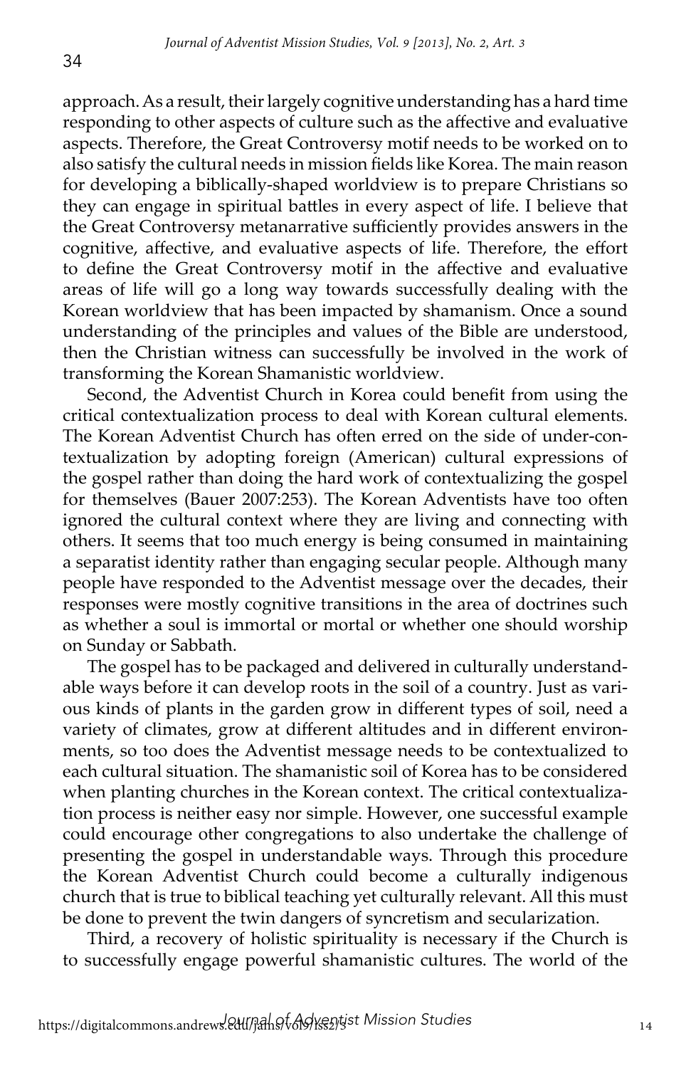approach. As a result, their largely cognitive understanding has a hard time responding to other aspects of culture such as the affective and evaluative aspects. Therefore, the Great Controversy motif needs to be worked on to also satisfy the cultural needs in mission fields like Korea. The main reason for developing a biblically-shaped worldview is to prepare Christians so they can engage in spiritual battles in every aspect of life. I believe that the Great Controversy metanarrative sufficiently provides answers in the cognitive, affective, and evaluative aspects of life. Therefore, the effort to define the Great Controversy motif in the affective and evaluative areas of life will go a long way towards successfully dealing with the Korean worldview that has been impacted by shamanism. Once a sound understanding of the principles and values of the Bible are understood, then the Christian witness can successfully be involved in the work of transforming the Korean Shamanistic worldview.

Second, the Adventist Church in Korea could benefit from using the critical contextualization process to deal with Korean cultural elements. The Korean Adventist Church has often erred on the side of under-contextualization by adopting foreign (American) cultural expressions of the gospel rather than doing the hard work of contextualizing the gospel for themselves (Bauer 2007:253). The Korean Adventists have too often ignored the cultural context where they are living and connecting with others. It seems that too much energy is being consumed in maintaining a separatist identity rather than engaging secular people. Although many people have responded to the Adventist message over the decades, their responses were mostly cognitive transitions in the area of doctrines such as whether a soul is immortal or mortal or whether one should worship on Sunday or Sabbath.

The gospel has to be packaged and delivered in culturally understandable ways before it can develop roots in the soil of a country. Just as various kinds of plants in the garden grow in different types of soil, need a variety of climates, grow at different altitudes and in different environments, so too does the Adventist message needs to be contextualized to each cultural situation. The shamanistic soil of Korea has to be considered when planting churches in the Korean context. The critical contextualization process is neither easy nor simple. However, one successful example could encourage other congregations to also undertake the challenge of presenting the gospel in understandable ways. Through this procedure the Korean Adventist Church could become a culturally indigenous church that is true to biblical teaching yet culturally relevant. All this must be done to prevent the twin dangers of syncretism and secularization.

Third, a recovery of holistic spirituality is necessary if the Church is to successfully engage powerful shamanistic cultures. The world of the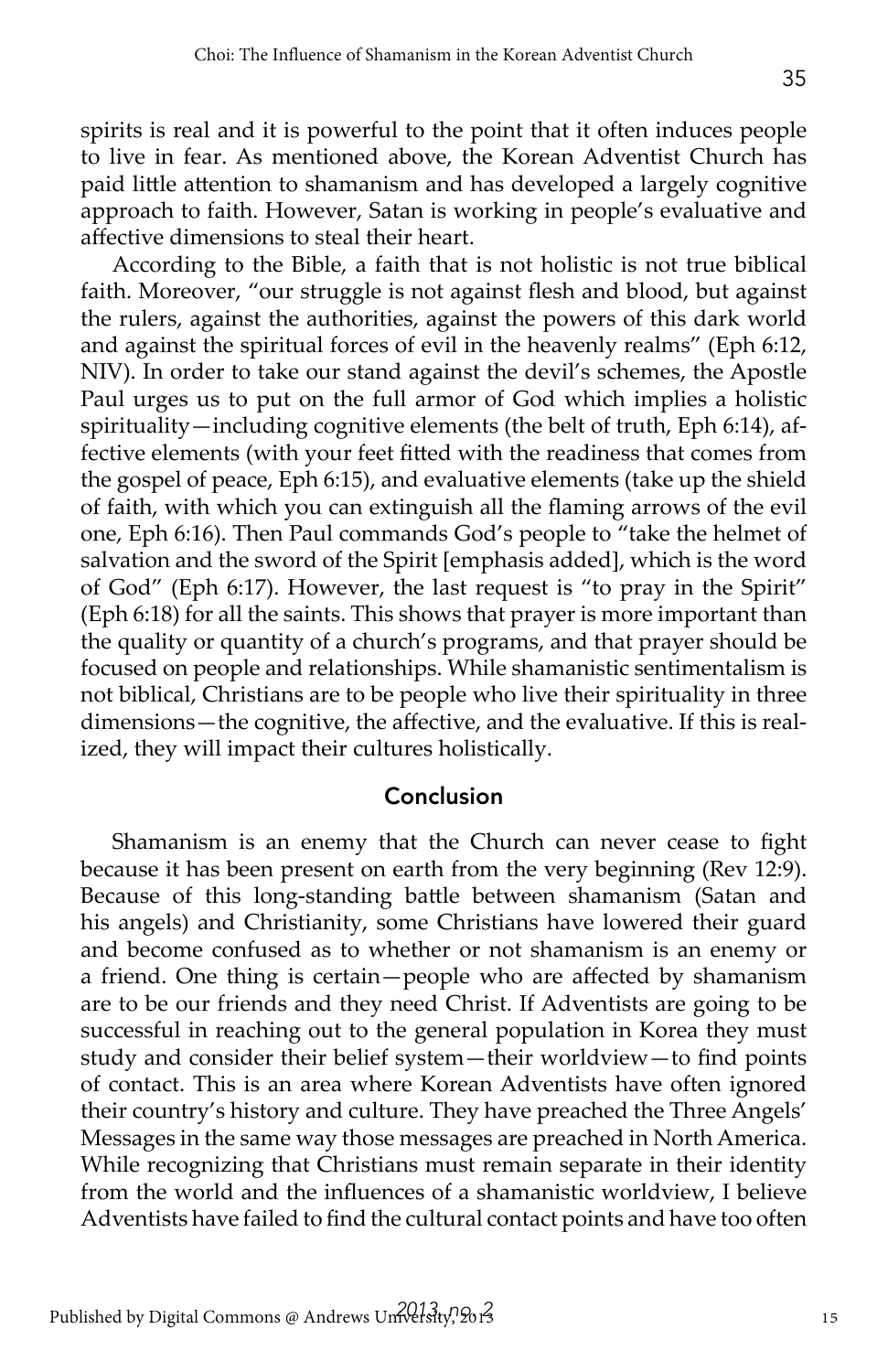spirits is real and it is powerful to the point that it often induces people to live in fear. As mentioned above, the Korean Adventist Church has paid little attention to shamanism and has developed a largely cognitive approach to faith. However, Satan is working in people's evaluative and affective dimensions to steal their heart.

According to the Bible, a faith that is not holistic is not true biblical faith. Moreover, "our struggle is not against flesh and blood, but against the rulers, against the authorities, against the powers of this dark world and against the spiritual forces of evil in the heavenly realms" (Eph 6:12, NIV). In order to take our stand against the devil's schemes, the Apostle Paul urges us to put on the full armor of God which implies a holistic spirituality—including cognitive elements (the belt of truth, Eph 6:14), affective elements (with your feet fitted with the readiness that comes from the gospel of peace, Eph 6:15), and evaluative elements (take up the shield of faith, with which you can extinguish all the flaming arrows of the evil one, Eph 6:16). Then Paul commands God's people to "take the helmet of salvation and the sword of the Spirit [emphasis added], which is the word of God" (Eph 6:17). However, the last request is "to pray in the Spirit" (Eph 6:18) for all the saints. This shows that prayer is more important than the quality or quantity of a church's programs, and that prayer should be focused on people and relationships. While shamanistic sentimentalism is not biblical, Christians are to be people who live their spirituality in three dimensions—the cognitive, the affective, and the evaluative. If this is realized, they will impact their cultures holistically.

## Conclusion

Shamanism is an enemy that the Church can never cease to fight because it has been present on earth from the very beginning (Rev 12:9). Because of this long-standing battle between shamanism (Satan and his angels) and Christianity, some Christians have lowered their guard and become confused as to whether or not shamanism is an enemy or a friend. One thing is certain—people who are affected by shamanism are to be our friends and they need Christ. If Adventists are going to be successful in reaching out to the general population in Korea they must study and consider their belief system—their worldview—to find points of contact. This is an area where Korean Adventists have often ignored their country's history and culture. They have preached the Three Angels' Messages in the same way those messages are preached in North America. While recognizing that Christians must remain separate in their identity from the world and the influences of a shamanistic worldview, I believe Adventists have failed to find the cultural contact points and have too often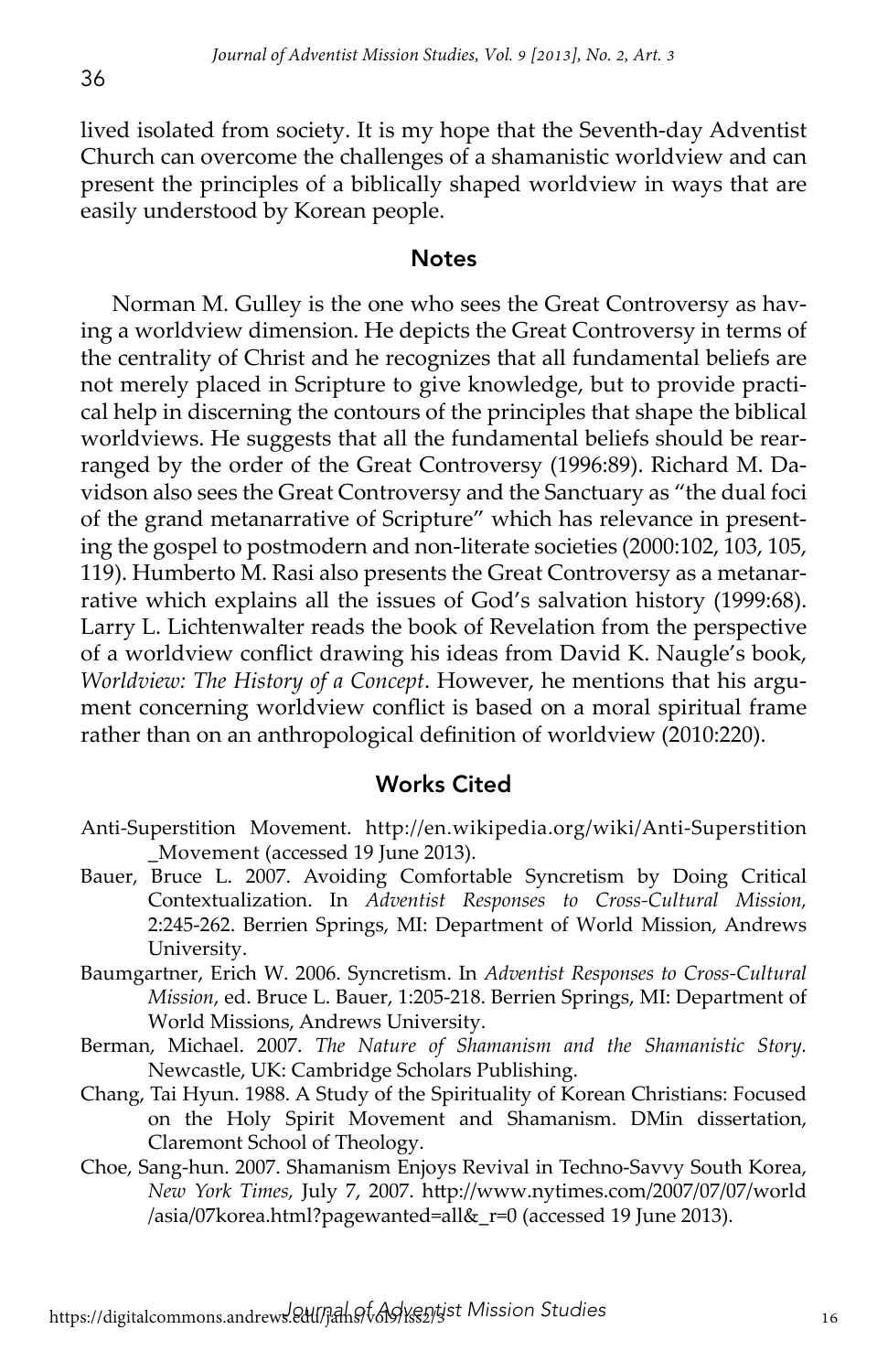lived isolated from society. It is my hope that the Seventh-day Adventist Church can overcome the challenges of a shamanistic worldview and can present the principles of a biblically shaped worldview in ways that are easily understood by Korean people.

## Notes

Norman M. Gulley is the one who sees the Great Controversy as having a worldview dimension. He depicts the Great Controversy in terms of the centrality of Christ and he recognizes that all fundamental beliefs are not merely placed in Scripture to give knowledge, but to provide practical help in discerning the contours of the principles that shape the biblical worldviews. He suggests that all the fundamental beliefs should be rearranged by the order of the Great Controversy (1996:89). Richard M. Davidson also sees the Great Controversy and the Sanctuary as "the dual foci of the grand metanarrative of Scripture" which has relevance in presenting the gospel to postmodern and non-literate societies (2000:102, 103, 105, 119). Humberto M. Rasi also presents the Great Controversy as a metanarrative which explains all the issues of God's salvation history (1999:68). Larry L. Lichtenwalter reads the book of Revelation from the perspective of a worldview conflict drawing his ideas from David K. Naugle's book, *Worldview: The History of a Concept*. However, he mentions that his argument concerning worldview conflict is based on a moral spiritual frame rather than on an anthropological definition of worldview (2010:220).

## Works Cited

Anti-Superstition Movement. http://en.wikipedia.org/wiki/Anti-Superstition_Movement (accessed 19 June 2013).

Bauer, Bruce L. 2007. Avoiding Comfortable Syncretism by Doing Critical Contextualization. In *Adventist Responses to Cross-Cultural Mission*, 2:245-262. Berrien Springs, MI: Department of World Mission, Andrews University.

Baumgartner, Erich W. 2006. Syncretism. In *Adventist Responses to Cross-Cultural Mission*, ed. Bruce L. Bauer, 1:205-218. Berrien Springs, MI: Department of World Missions, Andrews University.

Berman, Michael. 2007. *The Nature of Shamanism and the Shamanistic Story.* Newcastle, UK: Cambridge Scholars Publishing.

Chang, Tai Hyun. 1988. A Study of the Spirituality of Korean Christians: Focused on the Holy Spirit Movement and Shamanism. DMin dissertation, Claremont School of Theology.

Choe, Sang-hun. 2007. Shamanism Enjoys Revival in Techno-Savvy South Korea, *New York Times,* July 7, 2007. http://www.nytimes.com/2007/07/07/world/asia/07korea.html?pagewanted=all&_r=0 (accessed 19 June 2013).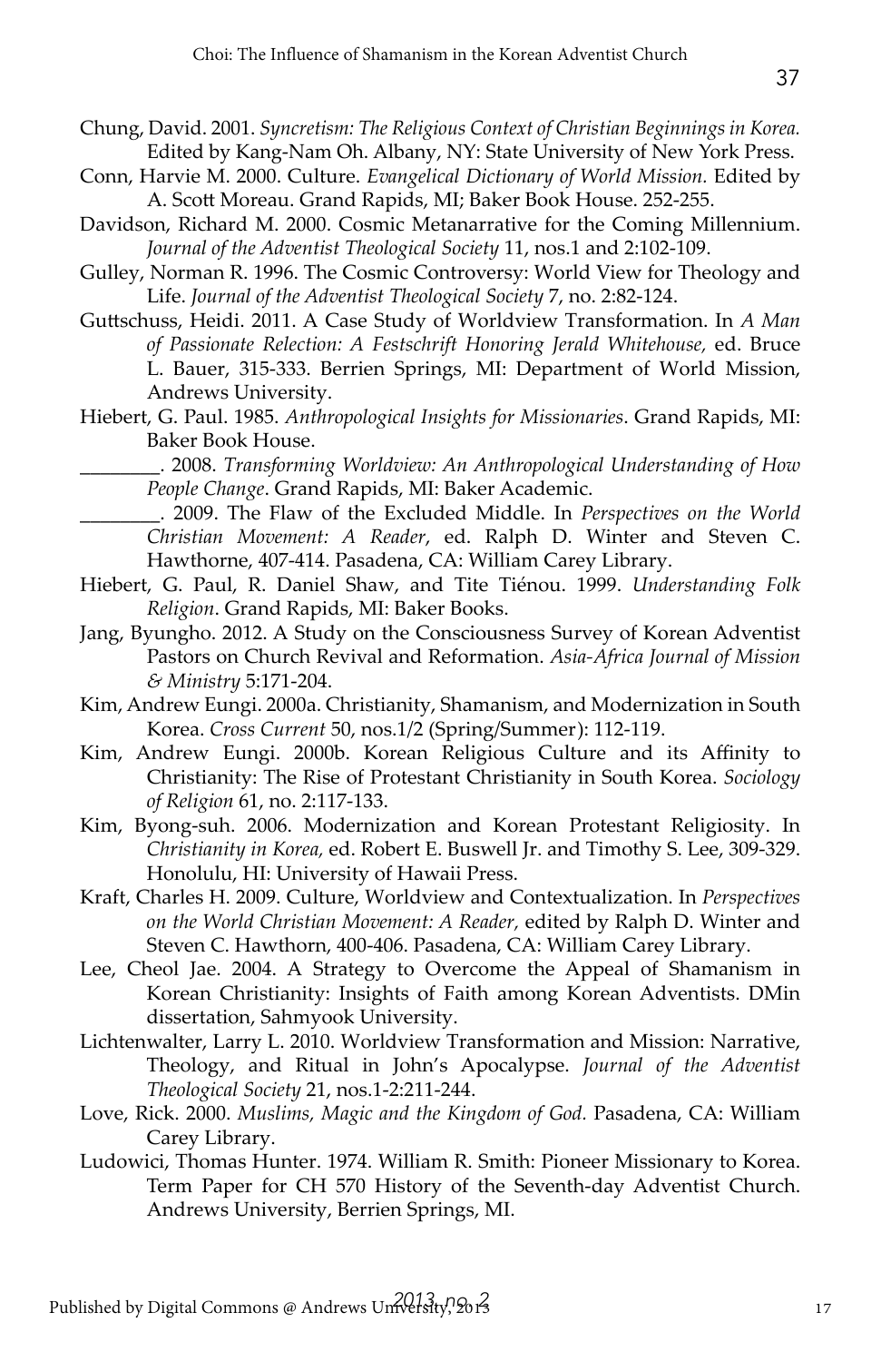Chung, David. 2001. *Syncretism: The Religious Context of Christian Beginnings in Korea.* Edited by Kang-Nam Oh. Albany, NY: State University of New York Press.

Conn, Harvie M. 2000. Culture. *Evangelical Dictionary of World Mission.* Edited by A. Scott Moreau. Grand Rapids, MI; Baker Book House. 252-255.

Davidson, Richard M. 2000. Cosmic Metanarrative for the Coming Millennium. *Journal of the Adventist Theological Society* 11, nos.1 and 2:102-109.

Gulley, Norman R. 1996. The Cosmic Controversy: World View for Theology and Life. *Journal of the Adventist Theological Society* 7, no. 2:82-124.

Guttschuss, Heidi. 2011. A Case Study of Worldview Transformation. In *A Man of Passionate Relection: A Festschrift Honoring Jerald Whitehouse,* ed. Bruce L. Bauer, 315-333. Berrien Springs, MI: Department of World Mission, Andrews University.

Hiebert, G. Paul. 1985. *Anthropological Insights for Missionaries*. Grand Rapids, MI: Baker Book House.

________. 2008. *Transforming Worldview: An Anthropological Understanding of How People Change*. Grand Rapids, MI: Baker Academic.

________. 2009. The Flaw of the Excluded Middle. In *Perspectives on the World Christian Movement: A Reader*, ed. Ralph D. Winter and Steven C. Hawthorne, 407-414. Pasadena, CA: William Carey Library.

Hiebert, G. Paul, R. Daniel Shaw, and Tite Tiénou. 1999. *Understanding Folk Religion*. Grand Rapids, MI: Baker Books.

Jang, Byungho. 2012. A Study on the Consciousness Survey of Korean Adventist Pastors on Church Revival and Reformation. *Asia-Africa Journal of Mission & Ministry* 5:171-204.

Kim, Andrew Eungi. 2000a. Christianity, Shamanism, and Modernization in South Korea. *Cross Current* 50, nos.1/2 (Spring/Summer): 112-119.

Kim, Andrew Eungi. 2000b. Korean Religious Culture and its Affinity to Christianity: The Rise of Protestant Christianity in South Korea. *Sociology of Religion* 61, no. 2:117-133.

Kim, Byong-suh. 2006. Modernization and Korean Protestant Religiosity. In *Christianity in Korea,* ed. Robert E. Buswell Jr. and Timothy S. Lee, 309-329. Honolulu, HI: University of Hawaii Press.

Kraft, Charles H. 2009. Culture, Worldview and Contextualization. In *Perspectives on the World Christian Movement: A Reader,* edited by Ralph D. Winter and Steven C. Hawthorn, 400-406. Pasadena, CA: William Carey Library.

Lee, Cheol Jae. 2004. A Strategy to Overcome the Appeal of Shamanism in Korean Christianity: Insights of Faith among Korean Adventists. DMin dissertation, Sahmyook University.

Lichtenwalter, Larry L. 2010. Worldview Transformation and Mission: Narrative, Theology, and Ritual in John's Apocalypse. *Journal of the Adventist Theological Society* 21, nos.1-2:211-244.

Love, Rick. 2000. *Muslims, Magic and the Kingdom of God.* Pasadena, CA: William Carey Library.

Ludowici, Thomas Hunter. 1974. William R. Smith: Pioneer Missionary to Korea. Term Paper for CH 570 History of the Seventh-day Adventist Church. Andrews University, Berrien Springs, MI.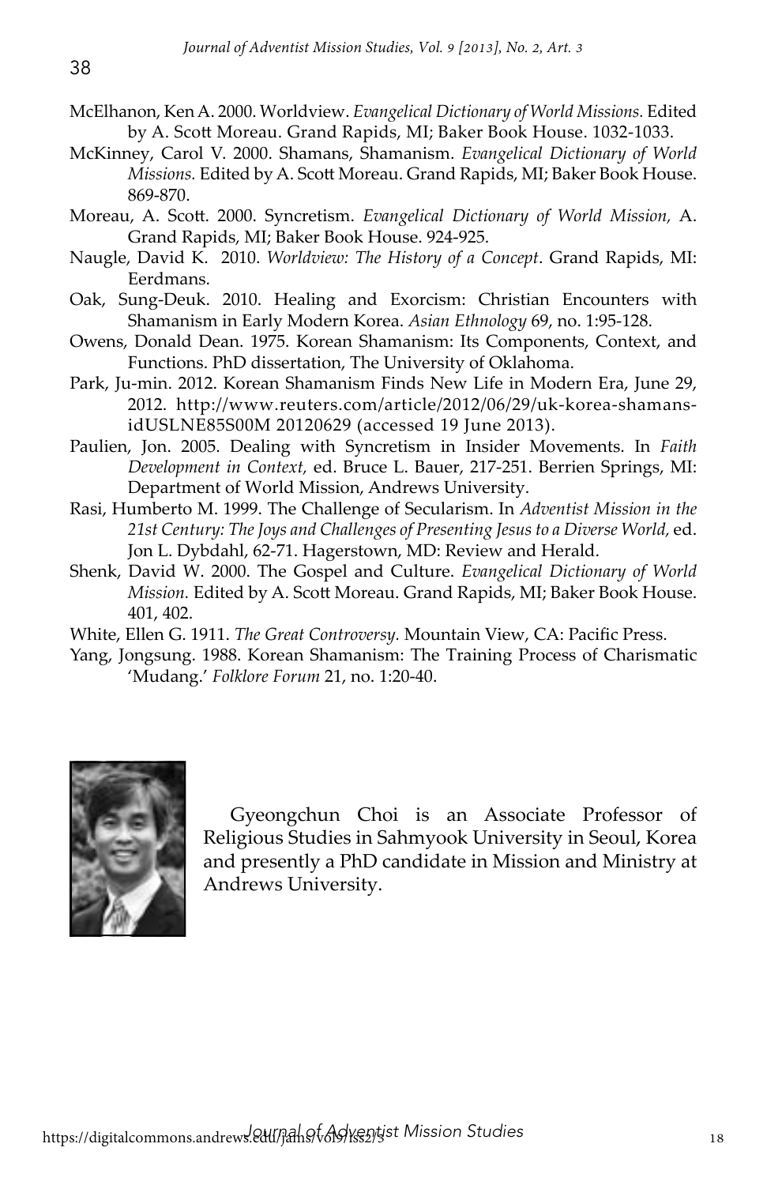McElhanon, Ken A. 2000. Worldview. *Evangelical Dictionary of World Missions.* Edited by A. Scott Moreau. Grand Rapids, MI; Baker Book House. 1032-1033.

McKinney, Carol V. 2000. Shamans, Shamanism. *Evangelical Dictionary of World Missions.* Edited by A. Scott Moreau. Grand Rapids, MI; Baker Book House. 869-870.

Moreau, A. Scott. 2000. Syncretism. *Evangelical Dictionary of World Mission,* A. Grand Rapids, MI; Baker Book House. 924-925.

Naugle, David K. 2010. *Worldview: The History of a Concept*. Grand Rapids, MI: Eerdmans.

Oak, Sung-Deuk. 2010. Healing and Exorcism: Christian Encounters with Shamanism in Early Modern Korea. *Asian Ethnology* 69, no. 1:95-128.

Owens, Donald Dean. 1975. Korean Shamanism: Its Components, Context, and Functions. PhD dissertation, The University of Oklahoma.

Park, Ju-min. 2012. Korean Shamanism Finds New Life in Modern Era, June 29, 2012. http://www.reuters.com/article/2012/06/29/uk-korea-shamans-idUSLNE85S00M 20120629 (accessed 19 June 2013).

Paulien, Jon. 2005. Dealing with Syncretism in Insider Movements. In *Faith Development in Context,* ed. Bruce L. Bauer, 217-251. Berrien Springs, MI: Department of World Mission, Andrews University.

Rasi, Humberto M. 1999. The Challenge of Secularism. In *Adventist Mission in the 21st Century: The Joys and Challenges of Presenting Jesus to a Diverse World,* ed. Jon L. Dybdahl, 62-71. Hagerstown, MD: Review and Herald.

Shenk, David W. 2000. The Gospel and Culture. *Evangelical Dictionary of World Mission.* Edited by A. Scott Moreau. Grand Rapids, MI; Baker Book House. 401, 402.

White, Ellen G. 1911. *The Great Controversy.* Mountain View, CA: Pacific Press.

Yang, Jongsung. 1988. Korean Shamanism: The Training Process of Charismatic 'Mudang.' *Folklore Forum* 21, no. 1:20-40.

Gyeongchun Choi is an Associate Professor of Religious Studies in Sahmyook University in Seoul, Korea and presently a PhD candidate in Mission and Ministry at Andrews University.